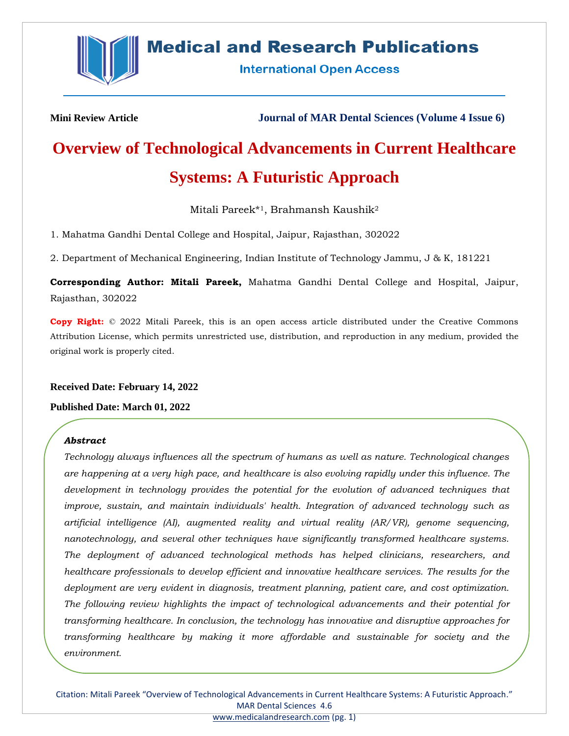**Mini Review Article**

**Journal of MAR Dental Sciences (Volume 4 Issue 6)**

# Overview of Technological Advancements in Current Healthcare Systems: A Futuristic Approach

Mitali Pareek*[1], Brahmansh Kaushik[2]

1. Mahatma Gandhi Dental College and Hospital, Jaipur, Rajasthan, 302022

2. Department of Mechanical Engineering, Indian Institute of Technology Jammu, J & K, 181221

**Corresponding Author: Mitali Pareek,** Mahatma Gandhi Dental College and Hospital, Jaipur, Rajasthan, 302022

**Copy Right:** © 2022 Mitali Pareek, this is an open access article distributed under the Creative Commons Attribution License, which permits unrestricted use, distribution, and reproduction in any medium, provided the original work is properly cited.

**Received Date: February 14, 2022**

**Published Date: March 01, 2022**

***Abstract***

*Technology always influences all the spectrum of humans as well as nature. Technological changes are happening at a very high pace, and healthcare is also evolving rapidly under this influence. The development in technology provides the potential for the evolution of advanced techniques that improve, sustain, and maintain individuals' health. Integration of advanced technology such as artificial intelligence (AI), augmented reality and virtual reality (AR/VR), genome sequencing, nanotechnology, and several other techniques have significantly transformed healthcare systems. The deployment of advanced technological methods has helped clinicians, researchers, and healthcare professionals to develop efficient and innovative healthcare services. The results for the deployment are very evident in diagnosis, treatment planning, patient care, and cost optimization. The following review highlights the impact of technological advancements and their potential for transforming healthcare. In conclusion, the technology has innovative and disruptive approaches for transforming healthcare by making it more affordable and sustainable for society and the environment.*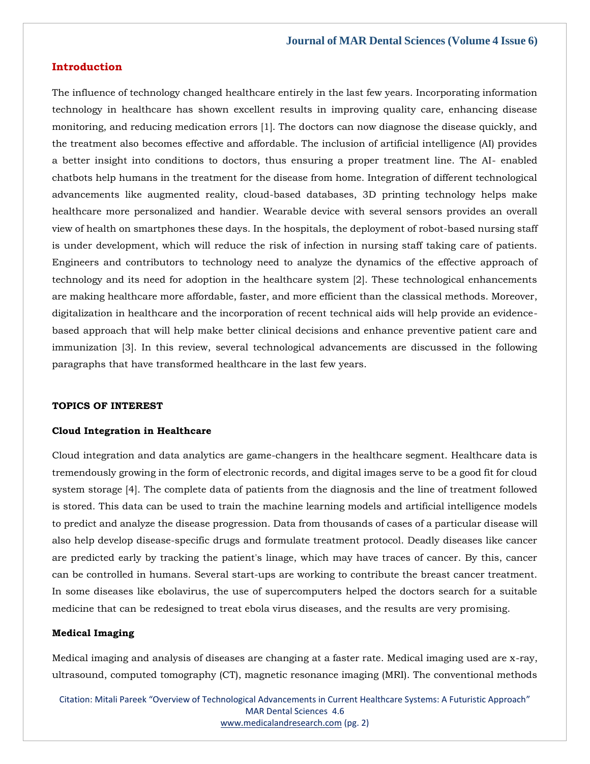## Introduction

The influence of technology changed healthcare entirely in the last few years. Incorporating information technology in healthcare has shown excellent results in improving quality care, enhancing disease monitoring, and reducing medication errors [1]. The doctors can now diagnose the disease quickly, and the treatment also becomes effective and affordable. The inclusion of artificial intelligence (AI) provides a better insight into conditions to doctors, thus ensuring a proper treatment line. The AI- enabled chatbots help humans in the treatment for the disease from home. Integration of different technological advancements like augmented reality, cloud-based databases, 3D printing technology helps make healthcare more personalized and handier. Wearable device with several sensors provides an overall view of health on smartphones these days. In the hospitals, the deployment of robot-based nursing staff is under development, which will reduce the risk of infection in nursing staff taking care of patients. Engineers and contributors to technology need to analyze the dynamics of the effective approach of technology and its need for adoption in the healthcare system [2]. These technological enhancements are making healthcare more affordable, faster, and more efficient than the classical methods. Moreover, digitalization in healthcare and the incorporation of recent technical aids will help provide an evidence-based approach that will help make better clinical decisions and enhance preventive patient care and immunization [3]. In this review, several technological advancements are discussed in the following paragraphs that have transformed healthcare in the last few years.

**TOPICS OF INTEREST**

### Cloud Integration in Healthcare

Cloud integration and data analytics are game-changers in the healthcare segment. Healthcare data is tremendously growing in the form of electronic records, and digital images serve to be a good fit for cloud system storage [4]. The complete data of patients from the diagnosis and the line of treatment followed is stored. This data can be used to train the machine learning models and artificial intelligence models to predict and analyze the disease progression. Data from thousands of cases of a particular disease will also help develop disease-specific drugs and formulate treatment protocol. Deadly diseases like cancer are predicted early by tracking the patient's linage, which may have traces of cancer. By this, cancer can be controlled in humans. Several start-ups are working to contribute the breast cancer treatment. In some diseases like ebolavirus, the use of supercomputers helped the doctors search for a suitable medicine that can be redesigned to treat ebola virus diseases, and the results are very promising.

### Medical Imaging

Medical imaging and analysis of diseases are changing at a faster rate. Medical imaging used are x-ray, ultrasound, computed tomography (CT), magnetic resonance imaging (MRI). The conventional methods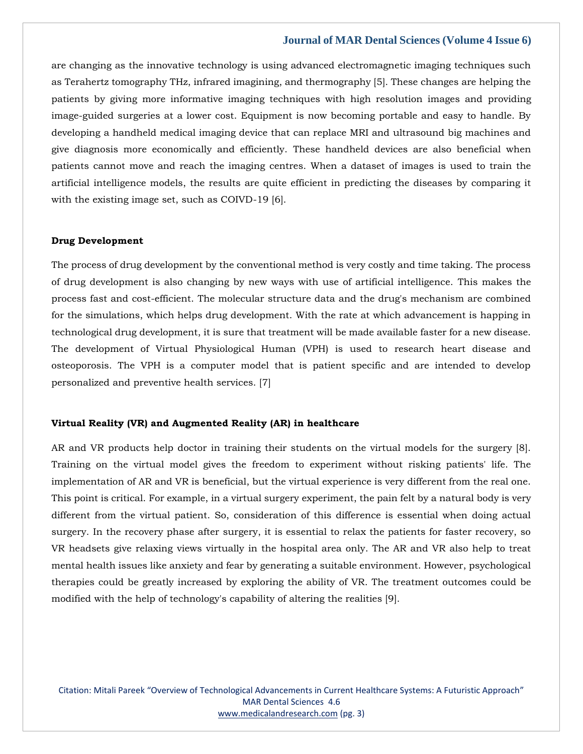are changing as the innovative technology is using advanced electromagnetic imaging techniques such as Terahertz tomography THz, infrared imagining, and thermography [5]. These changes are helping the patients by giving more informative imaging techniques with high resolution images and providing image-guided surgeries at a lower cost. Equipment is now becoming portable and easy to handle. By developing a handheld medical imaging device that can replace MRI and ultrasound big machines and give diagnosis more economically and efficiently. These handheld devices are also beneficial when patients cannot move and reach the imaging centres. When a dataset of images is used to train the artificial intelligence models, the results are quite efficient in predicting the diseases by comparing it with the existing image set, such as COIVD-19 [6].

**Drug Development**

The process of drug development by the conventional method is very costly and time taking. The process of drug development is also changing by new ways with use of artificial intelligence. This makes the process fast and cost-efficient. The molecular structure data and the drug's mechanism are combined for the simulations, which helps drug development. With the rate at which advancement is happing in technological drug development, it is sure that treatment will be made available faster for a new disease. The development of Virtual Physiological Human (VPH) is used to research heart disease and osteoporosis. The VPH is a computer model that is patient specific and are intended to develop personalized and preventive health services. [7]

**Virtual Reality (VR) and Augmented Reality (AR) in healthcare**

AR and VR products help doctor in training their students on the virtual models for the surgery [8]. Training on the virtual model gives the freedom to experiment without risking patients' life. The implementation of AR and VR is beneficial, but the virtual experience is very different from the real one. This point is critical. For example, in a virtual surgery experiment, the pain felt by a natural body is very different from the virtual patient. So, consideration of this difference is essential when doing actual surgery. In the recovery phase after surgery, it is essential to relax the patients for faster recovery, so VR headsets give relaxing views virtually in the hospital area only. The AR and VR also help to treat mental health issues like anxiety and fear by generating a suitable environment. However, psychological therapies could be greatly increased by exploring the ability of VR. The treatment outcomes could be modified with the help of technology's capability of altering the realities [9].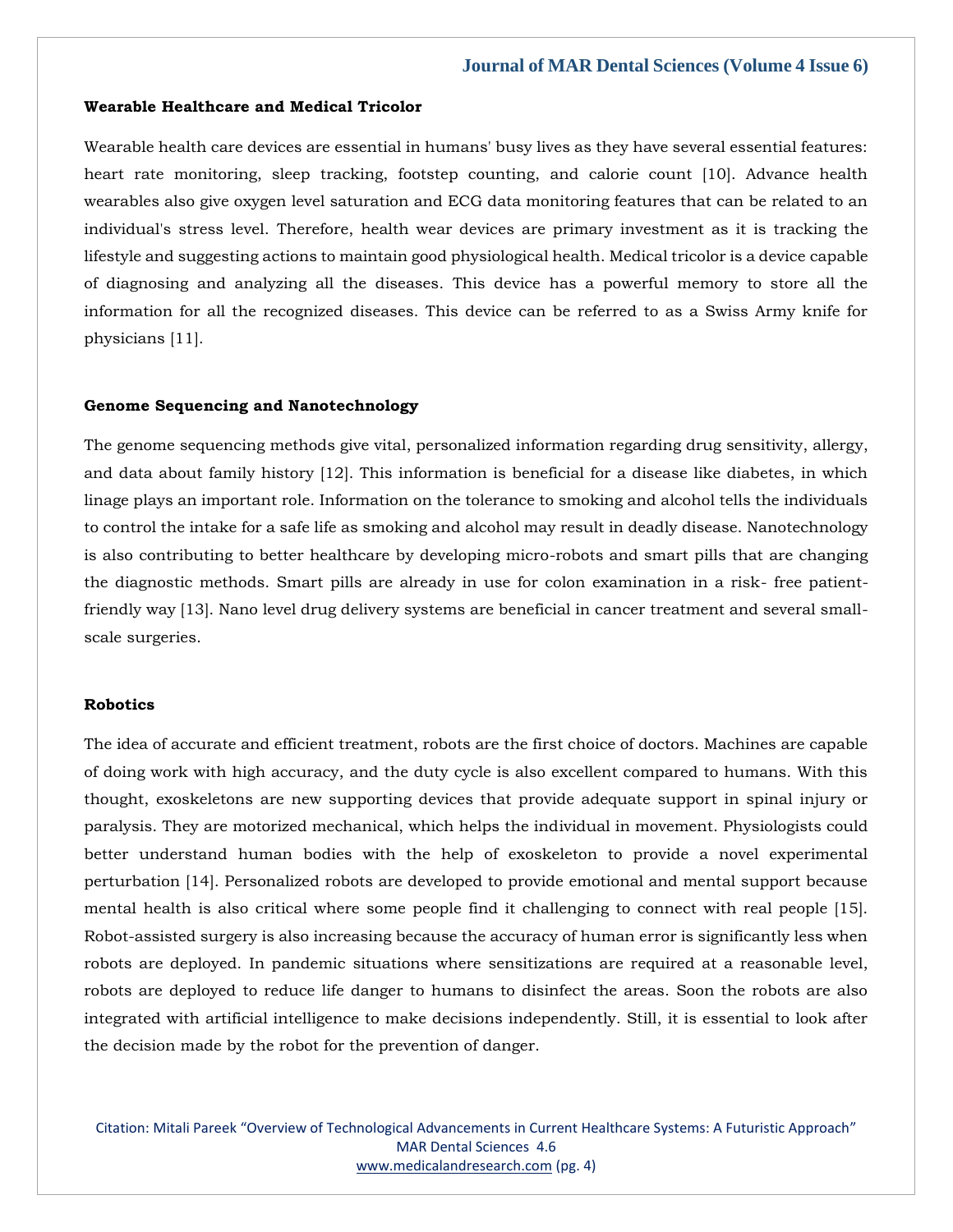### Wearable Healthcare and Medical Tricolor

Wearable health care devices are essential in humans' busy lives as they have several essential features: heart rate monitoring, sleep tracking, footstep counting, and calorie count [10]. Advance health wearables also give oxygen level saturation and ECG data monitoring features that can be related to an individual's stress level. Therefore, health wear devices are primary investment as it is tracking the lifestyle and suggesting actions to maintain good physiological health. Medical tricolor is a device capable of diagnosing and analyzing all the diseases. This device has a powerful memory to store all the information for all the recognized diseases. This device can be referred to as a Swiss Army knife for physicians [11].

### Genome Sequencing and Nanotechnology

The genome sequencing methods give vital, personalized information regarding drug sensitivity, allergy, and data about family history [12]. This information is beneficial for a disease like diabetes, in which linage plays an important role. Information on the tolerance to smoking and alcohol tells the individuals to control the intake for a safe life as smoking and alcohol may result in deadly disease. Nanotechnology is also contributing to better healthcare by developing micro-robots and smart pills that are changing the diagnostic methods. Smart pills are already in use for colon examination in a risk- free patient-friendly way [13]. Nano level drug delivery systems are beneficial in cancer treatment and several small-scale surgeries.

### Robotics

The idea of accurate and efficient treatment, robots are the first choice of doctors. Machines are capable of doing work with high accuracy, and the duty cycle is also excellent compared to humans. With this thought, exoskeletons are new supporting devices that provide adequate support in spinal injury or paralysis. They are motorized mechanical, which helps the individual in movement. Physiologists could better understand human bodies with the help of exoskeleton to provide a novel experimental perturbation [14]. Personalized robots are developed to provide emotional and mental support because mental health is also critical where some people find it challenging to connect with real people [15]. Robot-assisted surgery is also increasing because the accuracy of human error is significantly less when robots are deployed. In pandemic situations where sensitizations are required at a reasonable level, robots are deployed to reduce life danger to humans to disinfect the areas. Soon the robots are also integrated with artificial intelligence to make decisions independently. Still, it is essential to look after the decision made by the robot for the prevention of danger.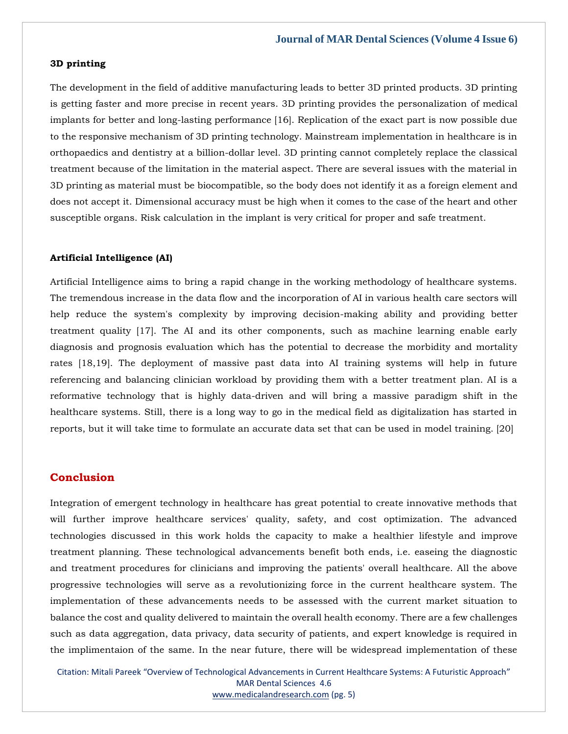### 3D printing

The development in the field of additive manufacturing leads to better 3D printed products. 3D printing is getting faster and more precise in recent years. 3D printing provides the personalization of medical implants for better and long-lasting performance [16]. Replication of the exact part is now possible due to the responsive mechanism of 3D printing technology. Mainstream implementation in healthcare is in orthopaedics and dentistry at a billion-dollar level. 3D printing cannot completely replace the classical treatment because of the limitation in the material aspect. There are several issues with the material in 3D printing as material must be biocompatible, so the body does not identify it as a foreign element and does not accept it. Dimensional accuracy must be high when it comes to the case of the heart and other susceptible organs. Risk calculation in the implant is very critical for proper and safe treatment.

### Artificial Intelligence (AI)

Artificial Intelligence aims to bring a rapid change in the working methodology of healthcare systems. The tremendous increase in the data flow and the incorporation of AI in various health care sectors will help reduce the system's complexity by improving decision-making ability and providing better treatment quality [17]. The AI and its other components, such as machine learning enable early diagnosis and prognosis evaluation which has the potential to decrease the morbidity and mortality rates [18,19]. The deployment of massive past data into AI training systems will help in future referencing and balancing clinician workload by providing them with a better treatment plan. AI is a reformative technology that is highly data-driven and will bring a massive paradigm shift in the healthcare systems. Still, there is a long way to go in the medical field as digitalization has started in reports, but it will take time to formulate an accurate data set that can be used in model training. [20]

## Conclusion

Integration of emergent technology in healthcare has great potential to create innovative methods that will further improve healthcare services' quality, safety, and cost optimization. The advanced technologies discussed in this work holds the capacity to make a healthier lifestyle and improve treatment planning. These technological advancements benefit both ends, i.e. easeing the diagnostic and treatment procedures for clinicians and improving the patients' overall healthcare. All the above progressive technologies will serve as a revolutionizing force in the current healthcare system. The implementation of these advancements needs to be assessed with the current market situation to balance the cost and quality delivered to maintain the overall health economy. There are a few challenges such as data aggregation, data privacy, data security of patients, and expert knowledge is required in the implimentaion of the same. In the near future, there will be widespread implementation of these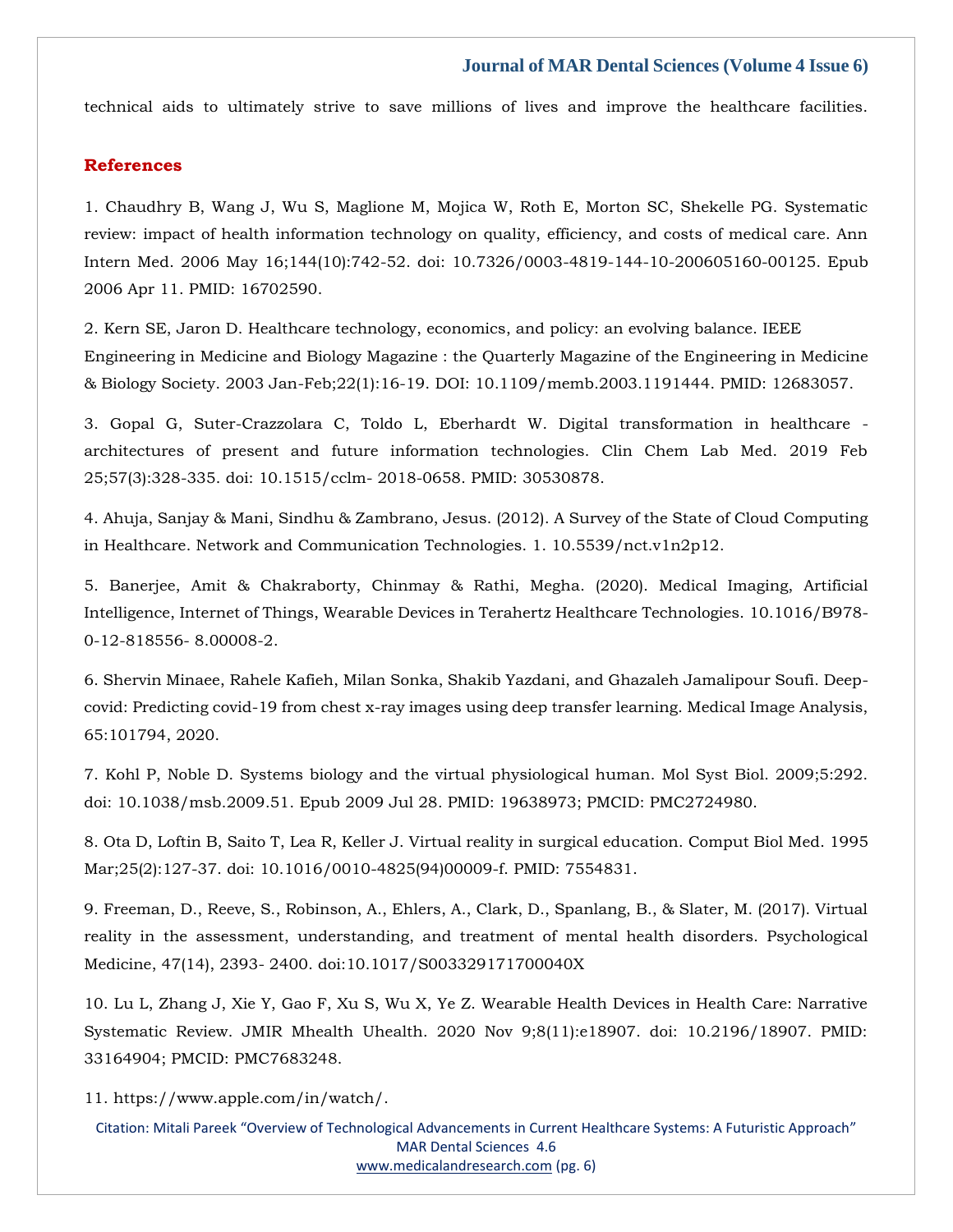technical aids to ultimately strive to save millions of lives and improve the healthcare facilities.

## References

1. Chaudhry B, Wang J, Wu S, Maglione M, Mojica W, Roth E, Morton SC, Shekelle PG. Systematic review: impact of health information technology on quality, efficiency, and costs of medical care. Ann Intern Med. 2006 May 16;144(10):742-52. doi: 10.7326/0003-4819-144-10-200605160-00125. Epub 2006 Apr 11. PMID: 16702590.

2. Kern SE, Jaron D. Healthcare technology, economics, and policy: an evolving balance. IEEE Engineering in Medicine and Biology Magazine : the Quarterly Magazine of the Engineering in Medicine & Biology Society. 2003 Jan-Feb;22(1):16-19. DOI: 10.1109/memb.2003.1191444. PMID: 12683057.

3. Gopal G, Suter-Crazzolara C, Toldo L, Eberhardt W. Digital transformation in healthcare - architectures of present and future information technologies. Clin Chem Lab Med. 2019 Feb 25;57(3):328-335. doi: 10.1515/cclm- 2018-0658. PMID: 30530878.

4. Ahuja, Sanjay & Mani, Sindhu & Zambrano, Jesus. (2012). A Survey of the State of Cloud Computing in Healthcare. Network and Communication Technologies. 1. 10.5539/nct.v1n2p12.

5. Banerjee, Amit & Chakraborty, Chinmay & Rathi, Megha. (2020). Medical Imaging, Artificial Intelligence, Internet of Things, Wearable Devices in Terahertz Healthcare Technologies. 10.1016/B978-0-12-818556- 8.00008-2.

6. Shervin Minaee, Rahele Kafieh, Milan Sonka, Shakib Yazdani, and Ghazaleh Jamalipour Soufi. Deep-covid: Predicting covid-19 from chest x-ray images using deep transfer learning. Medical Image Analysis, 65:101794, 2020.

7. Kohl P, Noble D. Systems biology and the virtual physiological human. Mol Syst Biol. 2009;5:292. doi: 10.1038/msb.2009.51. Epub 2009 Jul 28. PMID: 19638973; PMCID: PMC2724980.

8. Ota D, Loftin B, Saito T, Lea R, Keller J. Virtual reality in surgical education. Comput Biol Med. 1995 Mar;25(2):127-37. doi: 10.1016/0010-4825(94)00009-f. PMID: 7554831.

9. Freeman, D., Reeve, S., Robinson, A., Ehlers, A., Clark, D., Spanlang, B., & Slater, M. (2017). Virtual reality in the assessment, understanding, and treatment of mental health disorders. Psychological Medicine, 47(14), 2393- 2400. doi:10.1017/S003329171700040X

10. Lu L, Zhang J, Xie Y, Gao F, Xu S, Wu X, Ye Z. Wearable Health Devices in Health Care: Narrative Systematic Review. JMIR Mhealth Uhealth. 2020 Nov 9;8(11):e18907. doi: 10.2196/18907. PMID: 33164904; PMCID: PMC7683248.

11. https://www.apple.com/in/watch/.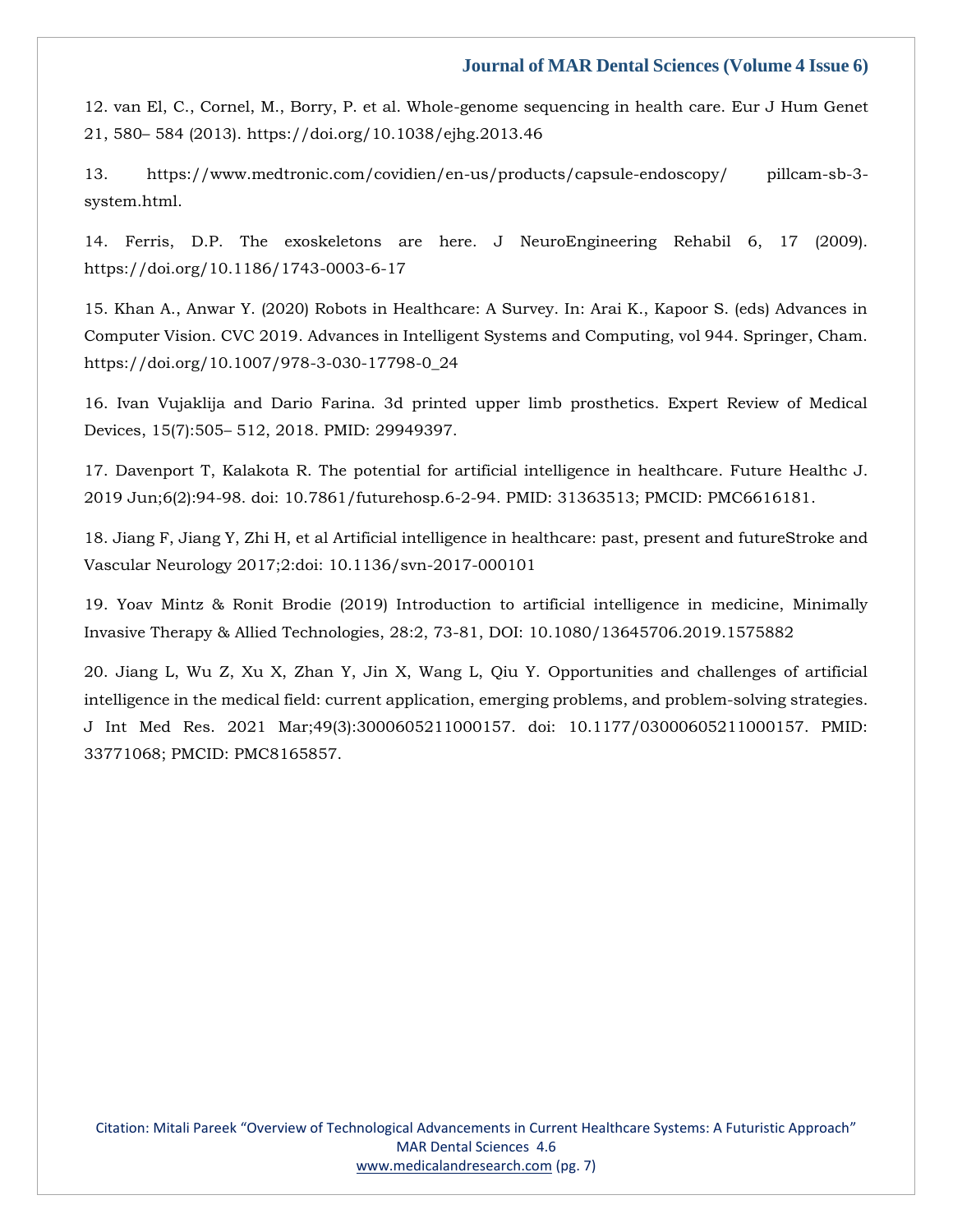12. van El, C., Cornel, M., Borry, P. et al. Whole-genome sequencing in health care. Eur J Hum Genet 21, 580– 584 (2013). https://doi.org/10.1038/ejhg.2013.46

13. https://www.medtronic.com/covidien/en-us/products/capsule-endoscopy/ pillcam-sb-3-system.html.

14. Ferris, D.P. The exoskeletons are here. J NeuroEngineering Rehabil 6, 17 (2009). https://doi.org/10.1186/1743-0003-6-17

15. Khan A., Anwar Y. (2020) Robots in Healthcare: A Survey. In: Arai K., Kapoor S. (eds) Advances in Computer Vision. CVC 2019. Advances in Intelligent Systems and Computing, vol 944. Springer, Cham. https://doi.org/10.1007/978-3-030-17798-0_24

16. Ivan Vujaklija and Dario Farina. 3d printed upper limb prosthetics. Expert Review of Medical Devices, 15(7):505– 512, 2018. PMID: 29949397.

17. Davenport T, Kalakota R. The potential for artificial intelligence in healthcare. Future Healthc J. 2019 Jun;6(2):94-98. doi: 10.7861/futurehosp.6-2-94. PMID: 31363513; PMCID: PMC6616181.

18. Jiang F, Jiang Y, Zhi H, et al Artificial intelligence in healthcare: past, present and futureStroke and Vascular Neurology 2017;2:doi: 10.1136/svn-2017-000101

19. Yoav Mintz & Ronit Brodie (2019) Introduction to artificial intelligence in medicine, Minimally Invasive Therapy & Allied Technologies, 28:2, 73-81, DOI: 10.1080/13645706.2019.1575882

20. Jiang L, Wu Z, Xu X, Zhan Y, Jin X, Wang L, Qiu Y. Opportunities and challenges of artificial intelligence in the medical field: current application, emerging problems, and problem-solving strategies. J Int Med Res. 2021 Mar;49(3):3000605211000157. doi: 10.1177/03000605211000157. PMID: 33771068; PMCID: PMC8165857.